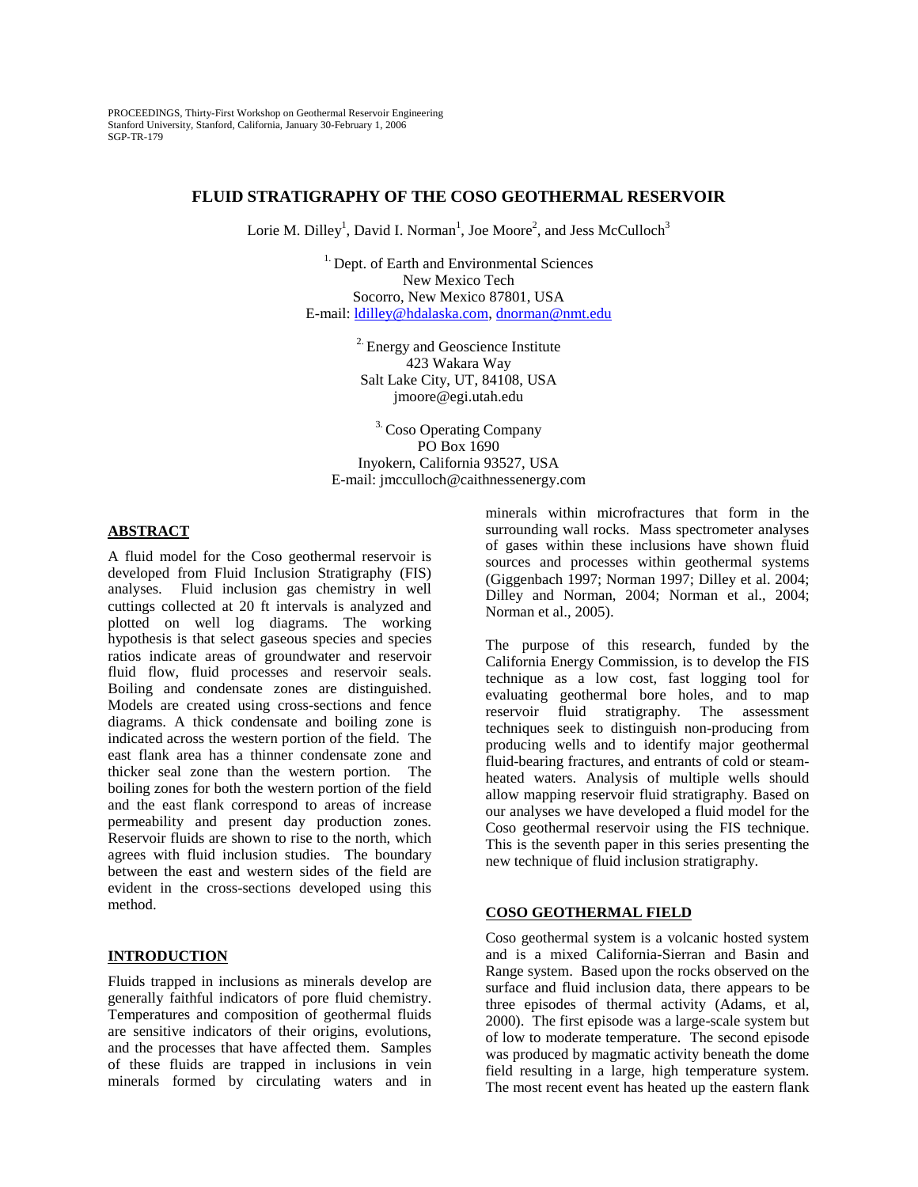PROCEEDINGS, Thirty-First Workshop on Geothermal Reservoir Engineering
Stanford University, Stanford, California, January 30-February 1, 2006
SGP-TR-179

# FLUID STRATIGRAPHY OF THE COSO GEOTHERMAL RESERVOIR

Lorie M. Dilley[1], David I. Norman[1], Joe Moore[2], and Jess McCulloch[3]

[1.] Dept. of Earth and Environmental Sciences
New Mexico Tech
Socorro, New Mexico 87801, USA
E-mail: ldilley@hdalaska.com, dnorman@nmt.edu

[2.] Energy and Geoscience Institute
423 Wakara Way
Salt Lake City, UT, 84108, USA
jmoore@egi.utah.edu

[3.] Coso Operating Company
PO Box 1690
Inyokern, California 93527, USA
E-mail: jmcculloch@caithnessenergy.com

## ABSTRACT

A fluid model for the Coso geothermal reservoir is developed from Fluid Inclusion Stratigraphy (FIS) analyses. Fluid inclusion gas chemistry in well cuttings collected at 20 ft intervals is analyzed and plotted on well log diagrams. The working hypothesis is that select gaseous species and species ratios indicate areas of groundwater and reservoir fluid flow, fluid processes and reservoir seals. Boiling and condensate zones are distinguished. Models are created using cross-sections and fence diagrams. A thick condensate and boiling zone is indicated across the western portion of the field. The east flank area has a thinner condensate zone and thicker seal zone than the western portion. The boiling zones for both the western portion of the field and the east flank correspond to areas of increase permeability and present day production zones. Reservoir fluids are shown to rise to the north, which agrees with fluid inclusion studies. The boundary between the east and western sides of the field are evident in the cross-sections developed using this method.

## INTRODUCTION

Fluids trapped in inclusions as minerals develop are generally faithful indicators of pore fluid chemistry. Temperatures and composition of geothermal fluids are sensitive indicators of their origins, evolutions, and the processes that have affected them. Samples of these fluids are trapped in inclusions in vein minerals formed by circulating waters and in minerals within microfractures that form in the surrounding wall rocks. Mass spectrometer analyses of gases within these inclusions have shown fluid sources and processes within geothermal systems (Giggenbach 1997; Norman 1997; Dilley et al. 2004; Dilley and Norman, 2004; Norman et al., 2004; Norman et al., 2005).

The purpose of this research, funded by the California Energy Commission, is to develop the FIS technique as a low cost, fast logging tool for evaluating geothermal bore holes, and to map reservoir fluid stratigraphy. The assessment techniques seek to distinguish non-producing from producing wells and to identify major geothermal fluid-bearing fractures, and entrants of cold or steam-heated waters. Analysis of multiple wells should allow mapping reservoir fluid stratigraphy. Based on our analyses we have developed a fluid model for the Coso geothermal reservoir using the FIS technique. This is the seventh paper in this series presenting the new technique of fluid inclusion stratigraphy.

## COSO GEOTHERMAL FIELD

Coso geothermal system is a volcanic hosted system and is a mixed California-Sierran and Basin and Range system. Based upon the rocks observed on the surface and fluid inclusion data, there appears to be three episodes of thermal activity (Adams, et al, 2000). The first episode was a large-scale system but of low to moderate temperature. The second episode was produced by magmatic activity beneath the dome field resulting in a large, high temperature system. The most recent event has heated up the eastern flank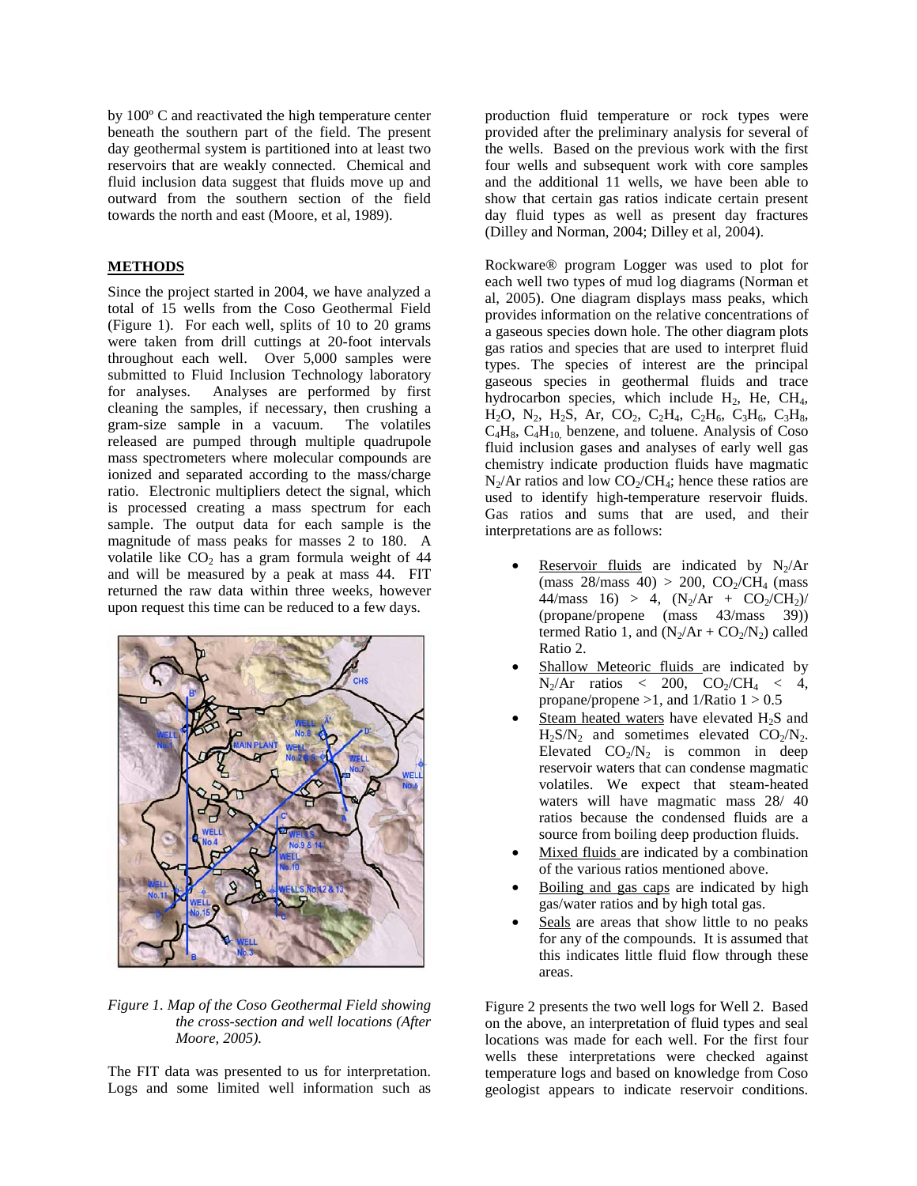by 100º C and reactivated the high temperature center beneath the southern part of the field. The present day geothermal system is partitioned into at least two reservoirs that are weakly connected. Chemical and fluid inclusion data suggest that fluids move up and outward from the southern section of the field towards the north and east (Moore, et al, 1989).

## METHODS

Since the project started in 2004, we have analyzed a total of 15 wells from the Coso Geothermal Field (Figure 1). For each well, splits of 10 to 20 grams were taken from drill cuttings at 20-foot intervals throughout each well. Over 5,000 samples were submitted to Fluid Inclusion Technology laboratory for analyses. Analyses are performed by first cleaning the samples, if necessary, then crushing a gram-size sample in a vacuum. The volatiles released are pumped through multiple quadrupole mass spectrometers where molecular compounds are ionized and separated according to the mass/charge ratio. Electronic multipliers detect the signal, which is processed creating a mass spectrum for each sample. The output data for each sample is the magnitude of mass peaks for masses 2 to 180. A volatile like $CO_2$ has a gram formula weight of 44 and will be measured by a peak at mass 44. FIT returned the raw data within three weeks, however upon request this time can be reduced to a few days.

*Figure 1. Map of the Coso Geothermal Field showing the cross-section and well locations (After Moore, 2005).*

The FIT data was presented to us for interpretation. Logs and some limited well information such as production fluid temperature or rock types were provided after the preliminary analysis for several of the wells. Based on the previous work with the first four wells and subsequent work with core samples and the additional 11 wells, we have been able to show that certain gas ratios indicate certain present day fluid types as well as present day fractures (Dilley and Norman, 2004; Dilley et al, 2004).

Rockware® program Logger was used to plot for each well two types of mud log diagrams (Norman et al, 2005). One diagram displays mass peaks, which provides information on the relative concentrations of a gaseous species down hole. The other diagram plots gas ratios and species that are used to interpret fluid types. The species of interest are the principal gaseous species in geothermal fluids and trace hydrocarbon species, which include $H_2$, He, $CH_4$, $H_2O$, $N_2$, $H_2S$, Ar, $CO_2$, $C_2H_4$, $C_2H_6$, $C_3H_6$, $C_3H_8$, $C_4H_8$, $C_4H_{10}$, benzene, and toluene. Analysis of Coso fluid inclusion gases and analyses of early well gas chemistry indicate production fluids have magmatic $N_2/Ar$ ratios and low $CO_2/CH_4$; hence these ratios are used to identify high-temperature reservoir fluids. Gas ratios and sums that are used, and their interpretations are as follows:

- Reservoir fluids are indicated by $N_2/Ar$ (mass 28/mass 40) > 200, $CO_2/CH_4$ (mass 44/mass 16) > 4, $(N_2/Ar + CO_2/CH_2)$/ (propane/propene (mass 43/mass 39)) termed Ratio 1, and $(N_2/Ar + CO_2/N_2)$ called Ratio 2.
- Shallow Meteoric fluids are indicated by $N_2/Ar$ ratios < 200, $CO_2/CH_4$ < 4, propane/propene >1, and 1/Ratio 1 > 0.5
- Steam heated waters have elevated $H_2S$ and $H_2S/N_2$ and sometimes elevated $CO_2/N_2$. Elevated $CO_2/N_2$ is common in deep reservoir waters that can condense magmatic volatiles. We expect that steam-heated waters will have magmatic mass 28/ 40 ratios because the condensed fluids are a source from boiling deep production fluids.
- Mixed fluids are indicated by a combination of the various ratios mentioned above.
- Boiling and gas caps are indicated by high gas/water ratios and by high total gas.
- Seals are areas that show little to no peaks for any of the compounds. It is assumed that this indicates little fluid flow through these areas.

Figure 2 presents the two well logs for Well 2. Based on the above, an interpretation of fluid types and seal locations was made for each well. For the first four wells these interpretations were checked against temperature logs and based on knowledge from Coso geologist appears to indicate reservoir conditions.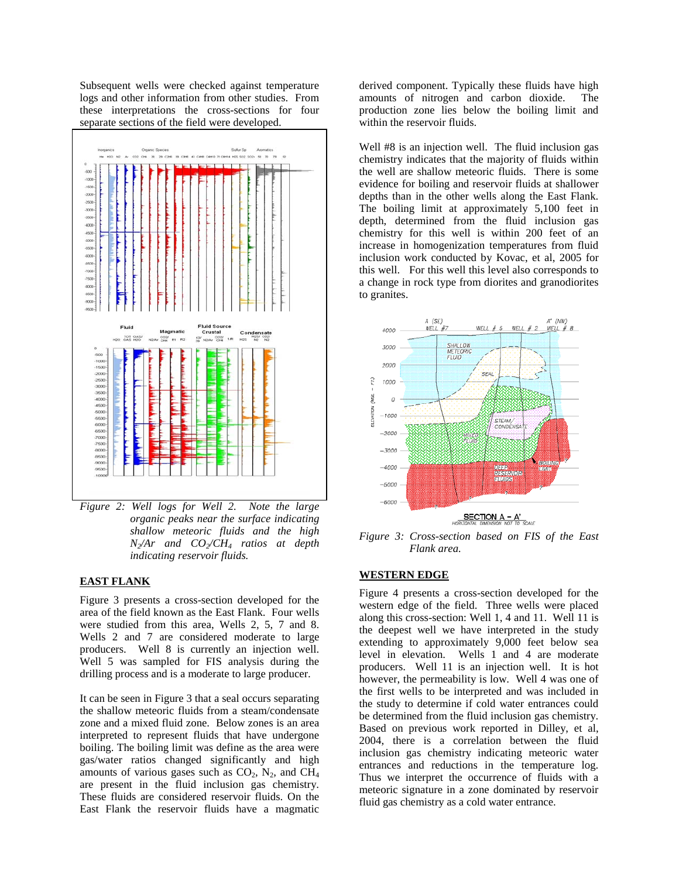Subsequent wells were checked against temperature logs and other information from other studies. From these interpretations the cross-sections for four separate sections of the field were developed.

*Figure 2: Well logs for Well 2. Note the large organic peaks near the surface indicating shallow meteoric fluids and the high $N_2/Ar$ and $CO_2/CH_4$ ratios at depth indicating reservoir fluids.*

## EAST FLANK

Figure 3 presents a cross-section developed for the area of the field known as the East Flank. Four wells were studied from this area, Wells 2, 5, 7 and 8. Wells 2 and 7 are considered moderate to large producers. Well 8 is currently an injection well. Well 5 was sampled for FIS analysis during the drilling process and is a moderate to large producer.

It can be seen in Figure 3 that a seal occurs separating the shallow meteoric fluids from a steam/condensate zone and a mixed fluid zone. Below zones is an area interpreted to represent fluids that have undergone boiling. The boiling limit was define as the area were gas/water ratios changed significantly and high amounts of various gases such as $CO_2$, $N_2$, and $CH_4$ are present in the fluid inclusion gas chemistry. These fluids are considered reservoir fluids. On the East Flank the reservoir fluids have a magmatic derived component. Typically these fluids have high amounts of nitrogen and carbon dioxide. The production zone lies below the boiling limit and within the reservoir fluids.

Well #8 is an injection well. The fluid inclusion gas chemistry indicates that the majority of fluids within the well are shallow meteoric fluids. There is some evidence for boiling and reservoir fluids at shallower depths than in the other wells along the East Flank. The boiling limit at approximately 5,100 feet in depth, determined from the fluid inclusion gas chemistry for this well is within 200 feet of an increase in homogenization temperatures from fluid inclusion work conducted by Kovac, et al, 2005 for this well. For this well this level also corresponds to a change in rock type from diorites and granodiorites to granites.

*Figure 3: Cross-section based on FIS of the East Flank area.*

## WESTERN EDGE

Figure 4 presents a cross-section developed for the western edge of the field. Three wells were placed along this cross-section: Well 1, 4 and 11. Well 11 is the deepest well we have interpreted in the study extending to approximately 9,000 feet below sea level in elevation. Wells 1 and 4 are moderate producers. Well 11 is an injection well. It is hot however, the permeability is low. Well 4 was one of the first wells to be interpreted and was included in the study to determine if cold water entrances could be determined from the fluid inclusion gas chemistry. Based on previous work reported in Dilley, et al, 2004, there is a correlation between the fluid inclusion gas chemistry indicating meteoric water entrances and reductions in the temperature log. Thus we interpret the occurrence of fluids with a meteoric signature in a zone dominated by reservoir fluid gas chemistry as a cold water entrance.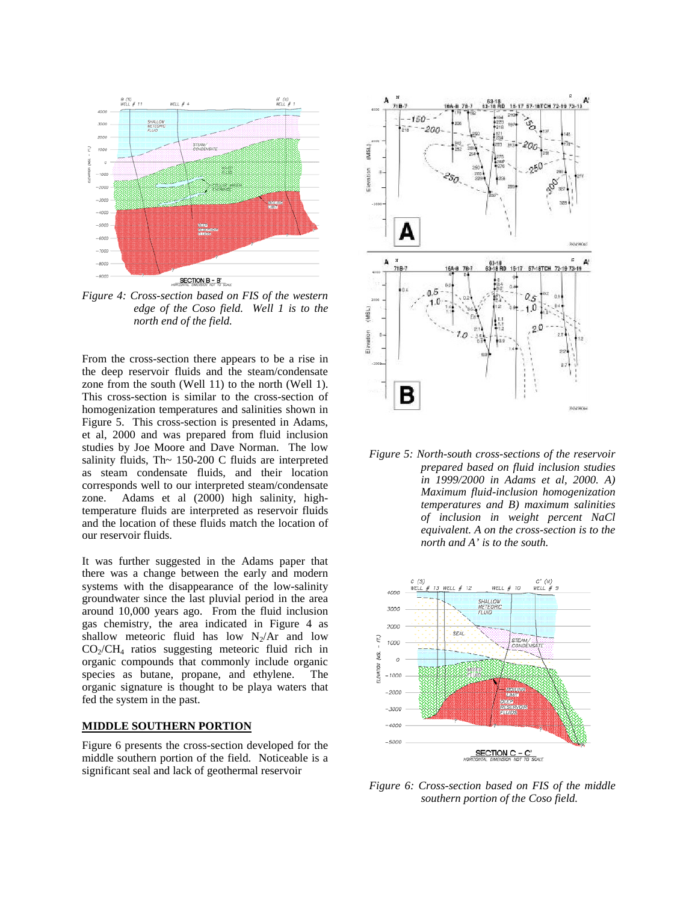Figure 4: Cross-section based on FIS of the western edge of the Coso field. Well 1 is to the north end of the field.

From the cross-section there appears to be a rise in the deep reservoir fluids and the steam/condensate zone from the south (Well 11) to the north (Well 1). This cross-section is similar to the cross-section of homogenization temperatures and salinities shown in Figure 5. This cross-section is presented in Adams, et al, 2000 and was prepared from fluid inclusion studies by Joe Moore and Dave Norman. The low salinity fluids, Th~ 150-200 C fluids are interpreted as steam condensate fluids, and their location corresponds well to our interpreted steam/condensate zone. Adams et al (2000) high salinity, high-temperature fluids are interpreted as reservoir fluids and the location of these fluids match the location of our reservoir fluids.

It was further suggested in the Adams paper that there was a change between the early and modern systems with the disappearance of the low-salinity groundwater since the last pluvial period in the area around 10,000 years ago. From the fluid inclusion gas chemistry, the area indicated in Figure 4 as shallow meteoric fluid has low $N_2/Ar$ and low $CO_2/CH_4$ ratios suggesting meteoric fluid rich in organic compounds that commonly include organic species as butane, propane, and ethylene. The organic signature is thought to be playa waters that fed the system in the past.

## MIDDLE SOUTHERN PORTION

Figure 6 presents the cross-section developed for the middle southern portion of the field. Noticeable is a significant seal and lack of geothermal reservoir

Figure 5: North-south cross-sections of the reservoir prepared based on fluid inclusion studies in 1999/2000 in Adams et al, 2000. A) Maximum fluid-inclusion homogenization temperatures and B) maximum salinities of inclusion in weight percent NaCl equivalent. A on the cross-section is to the north and A' is to the south.

Figure 6: Cross-section based on FIS of the middle southern portion of the Coso field.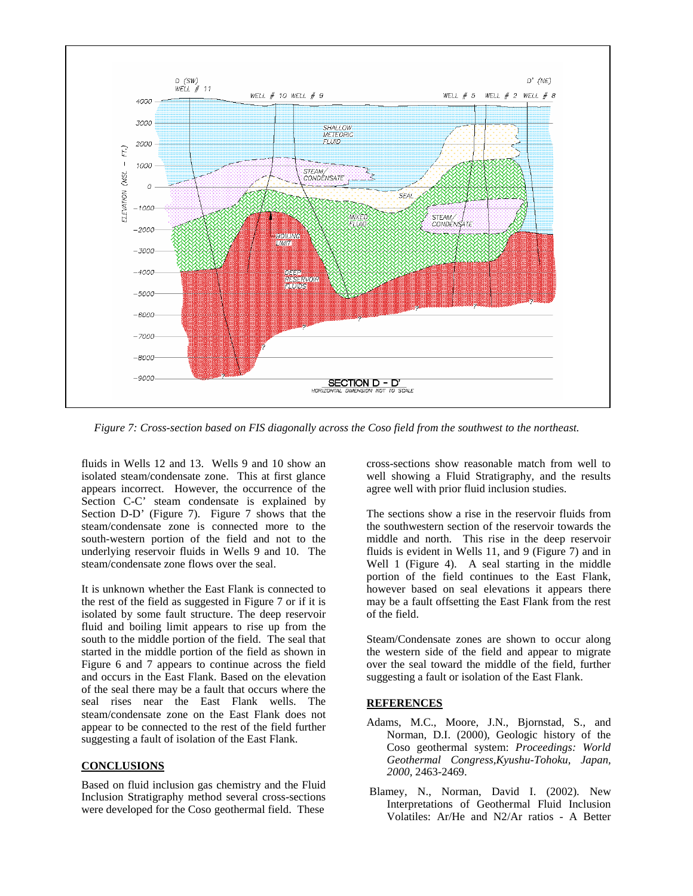*Figure 7: Cross-section based on FIS diagonally across the Coso field from the southwest to the northeast.*

fluids in Wells 12 and 13. Wells 9 and 10 show an isolated steam/condensate zone. This at first glance appears incorrect. However, the occurrence of the Section C-C' steam condensate is explained by Section D-D' (Figure 7). Figure 7 shows that the steam/condensate zone is connected more to the south-western portion of the field and not to the underlying reservoir fluids in Wells 9 and 10. The steam/condensate zone flows over the seal.

It is unknown whether the East Flank is connected to the rest of the field as suggested in Figure 7 or if it is isolated by some fault structure. The deep reservoir fluid and boiling limit appears to rise up from the south to the middle portion of the field. The seal that started in the middle portion of the field as shown in Figure 6 and 7 appears to continue across the field and occurs in the East Flank. Based on the elevation of the seal there may be a fault that occurs where the seal rises near the East Flank wells. The steam/condensate zone on the East Flank does not appear to be connected to the rest of the field further suggesting a fault of isolation of the East Flank.

## CONCLUSIONS

Based on fluid inclusion gas chemistry and the Fluid Inclusion Stratigraphy method several cross-sections were developed for the Coso geothermal field. These cross-sections show reasonable match from well to well showing a Fluid Stratigraphy, and the results agree well with prior fluid inclusion studies.

The sections show a rise in the reservoir fluids from the southwestern section of the reservoir towards the middle and north. This rise in the deep reservoir fluids is evident in Wells 11, and 9 (Figure 7) and in Well 1 (Figure 4). A seal starting in the middle portion of the field continues to the East Flank, however based on seal elevations it appears there may be a fault offsetting the East Flank from the rest of the field.

Steam/Condensate zones are shown to occur along the western side of the field and appear to migrate over the seal toward the middle of the field, further suggesting a fault or isolation of the East Flank.

## REFERENCES

Adams, M.C., Moore, J.N., Bjornstad, S., and Norman, D.I. (2000), Geologic history of the Coso geothermal system: *Proceedings: World Geothermal Congress,Kyushu-Tohoku, Japan, 2000*, 2463-2469.

Blamey, N., Norman, David I. (2002). New Interpretations of Geothermal Fluid Inclusion Volatiles: Ar/He and N2/Ar ratios - A Better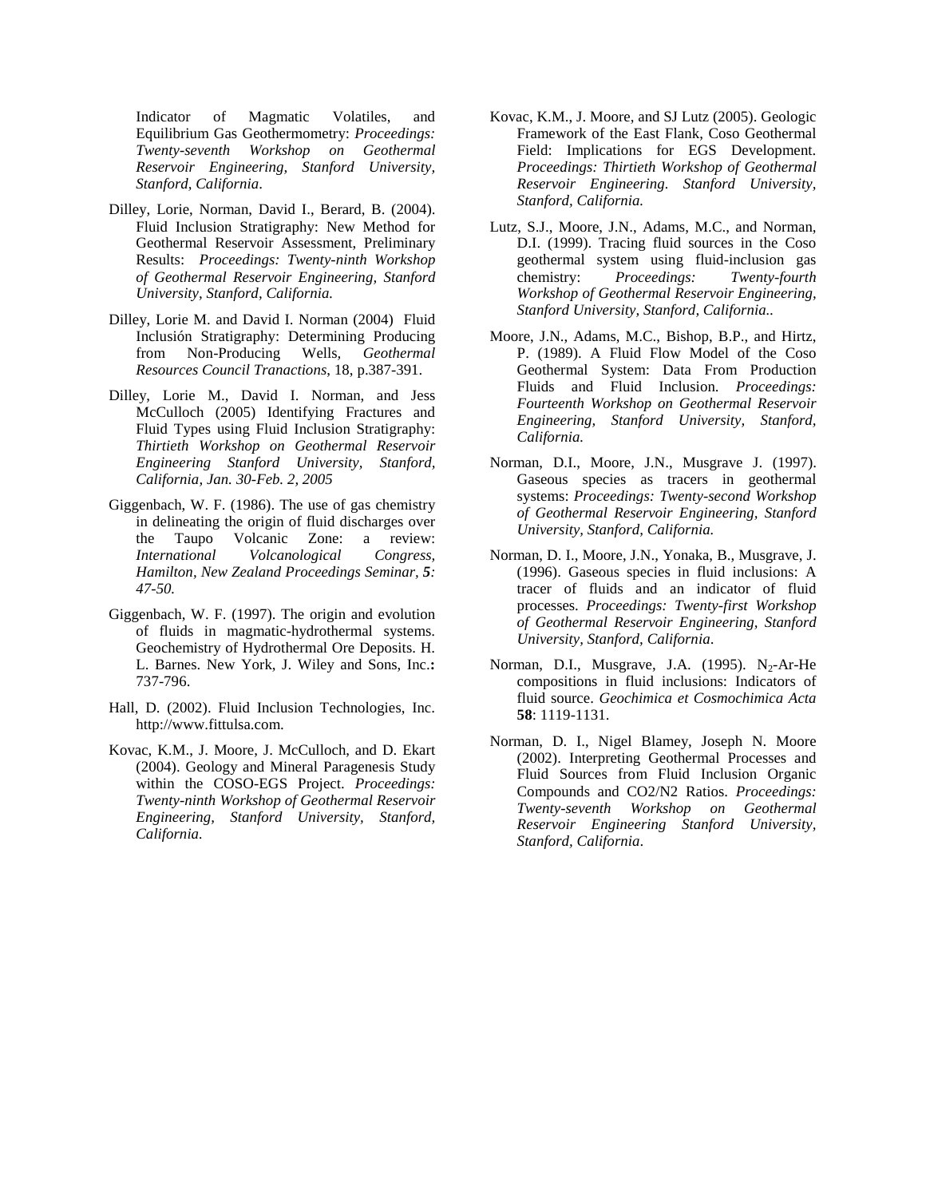Indicator of Magmatic Volatiles, and Equilibrium Gas Geothermometry: *Proceedings: Twenty-seventh Workshop on Geothermal Reservoir Engineering, Stanford University, Stanford, California*.

Dilley, Lorie, Norman, David I., Berard, B. (2004). Fluid Inclusion Stratigraphy: New Method for Geothermal Reservoir Assessment, Preliminary Results: *Proceedings: Twenty-ninth Workshop of Geothermal Reservoir Engineering, Stanford University, Stanford, California.*

Dilley, Lorie M. and David I. Norman (2004) Fluid Inclusión Stratigraphy: Determining Producing from Non-Producing Wells, *Geothermal Resources Council Tranactions*, 18, p.387-391.

Dilley, Lorie M., David I. Norman, and Jess McCulloch (2005) Identifying Fractures and Fluid Types using Fluid Inclusion Stratigraphy: *Thirtieth Workshop on Geothermal Reservoir Engineering Stanford University, Stanford, California, Jan. 30-Feb. 2, 2005*

Giggenbach, W. F. (1986). The use of gas chemistry in delineating the origin of fluid discharges over the Taupo Volcanic Zone: a review: *International Volcanological Congress, Hamilton, New Zealand Proceedings Seminar,* ***5****: 47-50.*

Giggenbach, W. F. (1997). The origin and evolution of fluids in magmatic-hydrothermal systems. Geochemistry of Hydrothermal Ore Deposits. H. L. Barnes. New York, J. Wiley and Sons, Inc.**:** 737-796.

Hall, D. (2002). Fluid Inclusion Technologies, Inc. http://www.fittulsa.com.

Kovac, K.M., J. Moore, J. McCulloch, and D. Ekart (2004). Geology and Mineral Paragenesis Study within the COSO-EGS Project. *Proceedings: Twenty-ninth Workshop of Geothermal Reservoir Engineering, Stanford University, Stanford, California.*

Kovac, K.M., J. Moore, and SJ Lutz (2005). Geologic Framework of the East Flank, Coso Geothermal Field: Implications for EGS Development. *Proceedings: Thirtieth Workshop of Geothermal Reservoir Engineering. Stanford University, Stanford, California.*

Lutz, S.J., Moore, J.N., Adams, M.C., and Norman, D.I. (1999). Tracing fluid sources in the Coso geothermal system using fluid-inclusion gas chemistry: *Proceedings: Twenty-fourth Workshop of Geothermal Reservoir Engineering, Stanford University, Stanford, California..*

Moore, J.N., Adams, M.C., Bishop, B.P., and Hirtz, P. (1989). A Fluid Flow Model of the Coso Geothermal System: Data From Production Fluids and Fluid Inclusion. *Proceedings: Fourteenth Workshop on Geothermal Reservoir Engineering, Stanford University, Stanford, California.*

Norman, D.I., Moore, J.N., Musgrave J. (1997). Gaseous species as tracers in geothermal systems: *Proceedings: Twenty-second Workshop of Geothermal Reservoir Engineering, Stanford University, Stanford, California.*

Norman, D. I., Moore, J.N., Yonaka, B., Musgrave, J. (1996). Gaseous species in fluid inclusions: A tracer of fluids and an indicator of fluid processes. *Proceedings: Twenty-first Workshop of Geothermal Reservoir Engineering, Stanford University, Stanford, California*.

Norman, D.I., Musgrave, J.A. (1995). $N_2$-Ar-He compositions in fluid inclusions: Indicators of fluid source. *Geochimica et Cosmochimica Acta* **58**: 1119-1131.

Norman, D. I., Nigel Blamey, Joseph N. Moore (2002). Interpreting Geothermal Processes and Fluid Sources from Fluid Inclusion Organic Compounds and CO2/N2 Ratios. *Proceedings: Twenty-seventh Workshop on Geothermal Reservoir Engineering Stanford University, Stanford, California*.